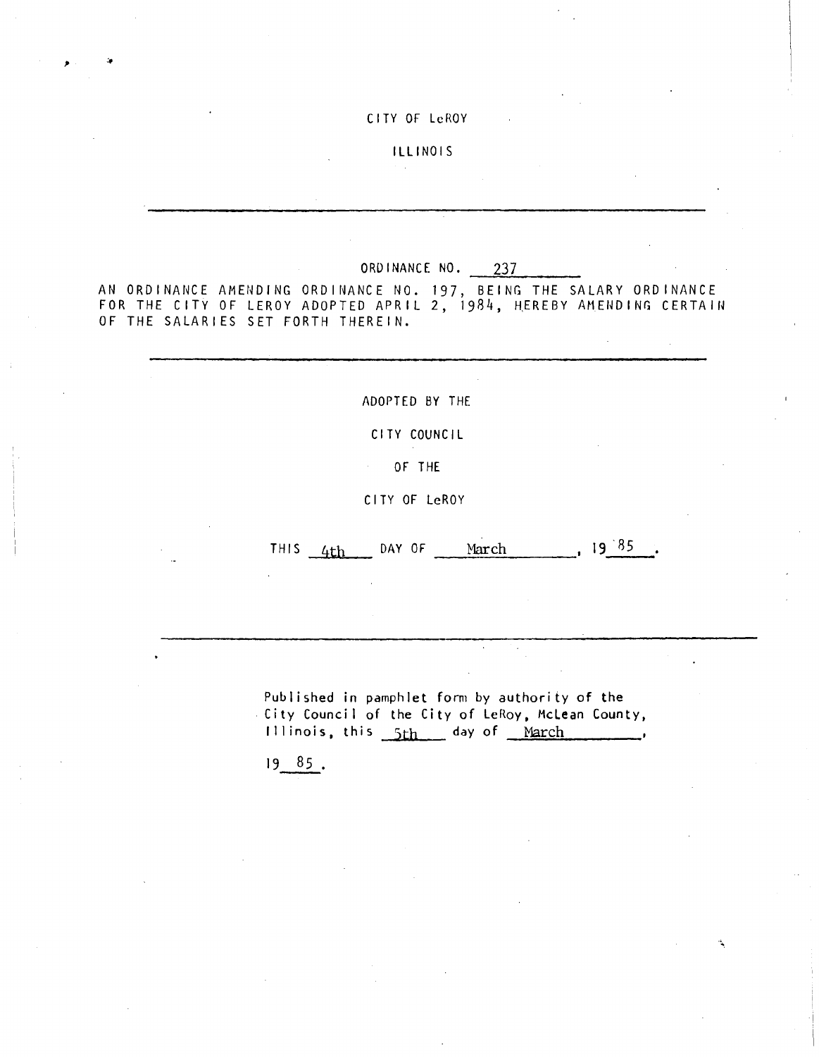CITY OF LeROY

ILLINOIS

---

ORDINANCE NO. 237

AN ORDINANCE AMENDING ORDINANCE NO. 197, BEING THE SALARY ORDINANCE FOR THE CITY OF LEROY ADOPTED APRIL 2, 1984, HEREBY AMENDING CERTAIN OF THE SALARIES SET FORTH THEREIN.

---

ADOPTED BY THE

CITY COUNCIL

OF THE

CITY OF LeROY

THIS 4th DAY OF March, 19 85.

---

Published in pamphlet form by authority of the City Council of the City of LeRoy, McLean County, Illinois, this 5th day of March, 19 85.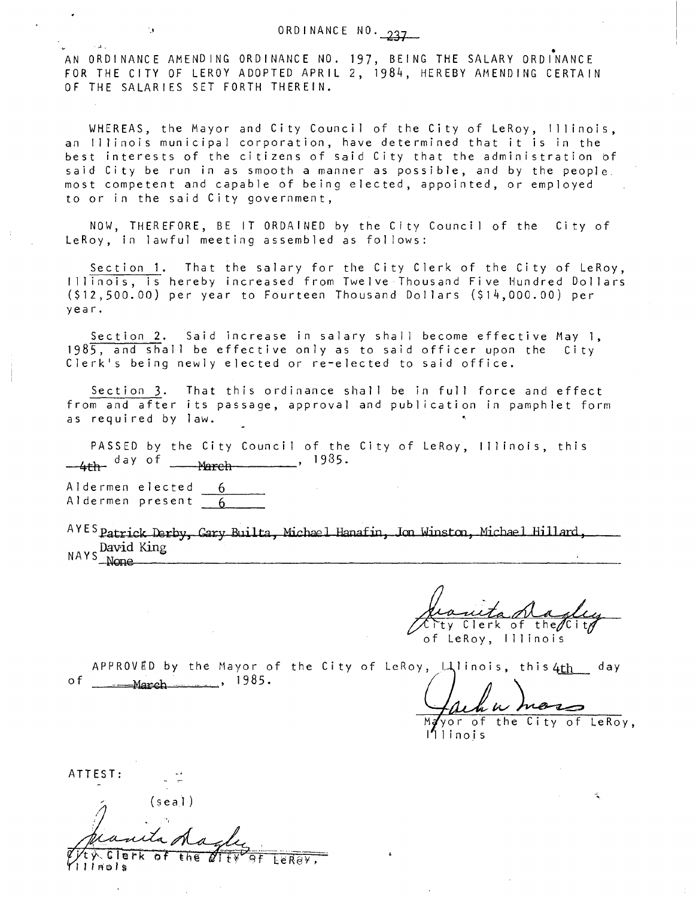# ORDINANCE NO. 237

AN ORDINANCE AMENDING ORDINANCE NO. 197, BEING THE SALARY ORDINANCE FOR THE CITY OF LEROY ADOPTED APRIL 2, 1984, HEREBY AMENDING CERTAIN OF THE SALARIES SET FORTH THEREIN.

WHEREAS, the Mayor and City Council of the City of LeRoy, Illinois, an Illinois municipal corporation, have determined that it is in the best interests of the citizens of said City that the administration of said City be run in as smooth a manner as possible, and by the people most competent and capable of being elected, appointed, or employed to or in the said City government,

NOW, THEREFORE, BE IT ORDAINED by the City Council of the City of LeRoy, in lawful meeting assembled as follows:

Section 1. That the salary for the City Clerk of the City of LeRoy, Illinois, is hereby increased from Twelve Thousand Five Hundred Dollars ($12,500.00) per year to Fourteen Thousand Dollars ($14,000.00) per year.

Section 2. Said increase in salary shall become effective May 1, 1985, and shall be effective only as to said officer upon the City Clerk's being newly elected or re-elected to said office.

Section 3. That this ordinance shall be in full force and effect from and after its passage, approval and publication in pamphlet form as required by law.

PASSED by the City Council of the City of LeRoy, Illinois, this 4th day of March, 1985.

Aldermen elected 6
Aldermen present 6

AYES Patrick Derby, Gary Builta, Michael Hanafin, Jon Winston, Michael Hillard, David King

NAYS None

Juanita Dagley
City Clerk of the City of LeRoy, Illinois

APPROVED by the Mayor of the City of LeRoy, Illinois, this 4th day of March, 1985.

Jack W. Moss
Mayor of the City of LeRoy, Illinois

ATTEST:

(seal)

Juanita Dagley
City Clerk of the City of LeRoy, Illinois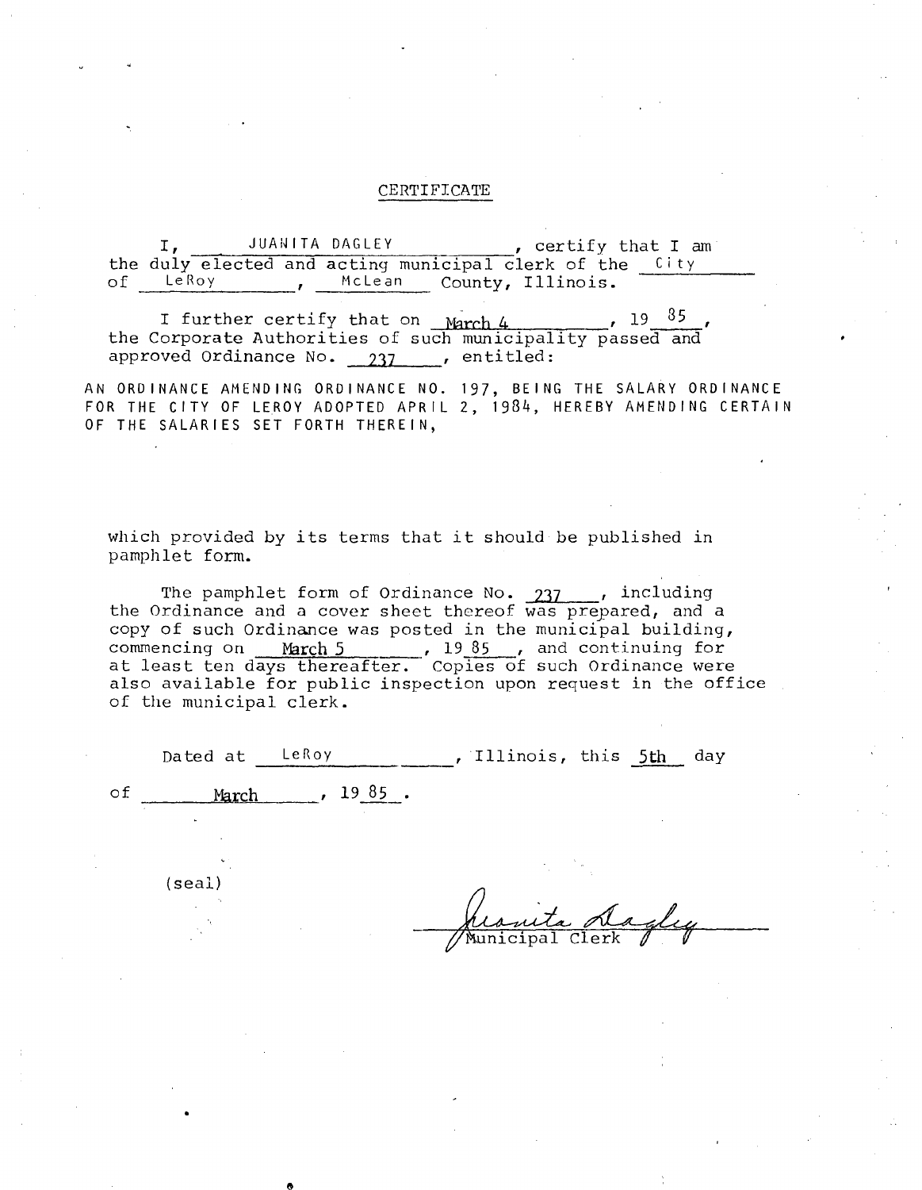# CERTIFICATE

I, JUANITA DAGLEY, certify that I am the duly elected and acting municipal clerk of the City of LeRoy, McLean County, Illinois.

I further certify that on March 4, 1985, the Corporate Authorities of such municipality passed and approved Ordinance No. 237, entitled:

AN ORDINANCE AMENDING ORDINANCE NO. 197, BEING THE SALARY ORDINANCE FOR THE CITY OF LEROY ADOPTED APRIL 2, 1984, HEREBY AMENDING CERTAIN OF THE SALARIES SET FORTH THEREIN,

which provided by its terms that it should be published in pamphlet form.

The pamphlet form of Ordinance No. 237, including the Ordinance and a cover sheet thereof was prepared, and a copy of such Ordinance was posted in the municipal building, commencing on March 5, 1985, and continuing for at least ten days thereafter. Copies of such Ordinance were also available for public inspection upon request in the office of the municipal clerk.

Dated at LeRoy, Illinois, this 5th day of March, 1985.

(seal)

Juanita Dagley
Municipal Clerk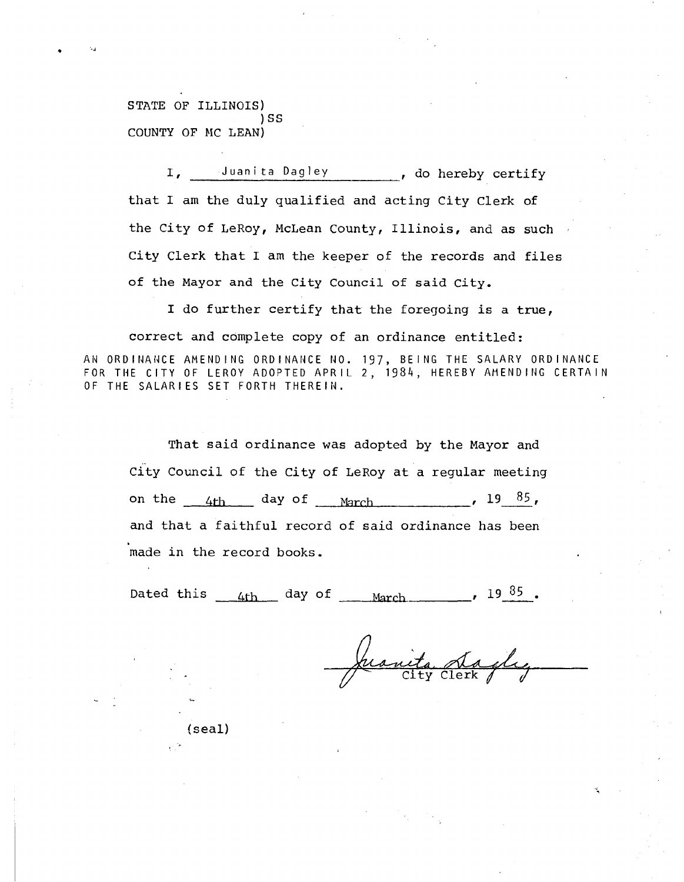STATE OF ILLINOIS)
)SS
COUNTY OF MC LEAN)

I, Juanita Dagley, do hereby certify that I am the duly qualified and acting City Clerk of the City of LeRoy, McLean County, Illinois, and as such City Clerk that I am the keeper of the records and files of the Mayor and the City Council of said City.

I do further certify that the foregoing is a true, correct and complete copy of an ordinance entitled:

AN ORDINANCE AMENDING ORDINANCE NO. 197, BEING THE SALARY ORDINANCE FOR THE CITY OF LEROY ADOPTED APRIL 2, 1984, HEREBY AMENDING CERTAIN OF THE SALARIES SET FORTH THEREIN.

That said ordinance was adopted by the Mayor and City Council of the City of LeRoy at a regular meeting on the 4th day of March, 19 85, and that a faithful record of said ordinance has been made in the record books.

Dated this 4th day of March, 19 85.

Juanita Dagley
City Clerk

(seal)